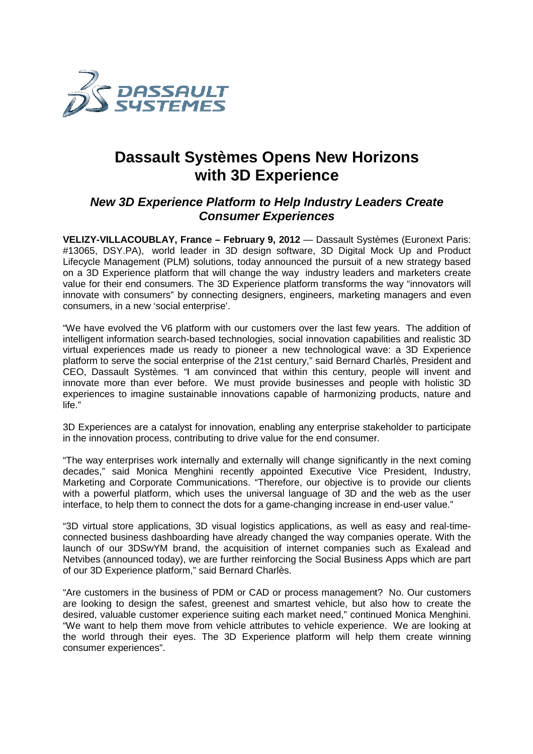# Dassault Systèmes Opens New Horizons with 3D Experience

## *New 3D Experience Platform to Help Industry Leaders Create Consumer Experiences*

**VELIZY-VILLACOUBLAY, France – February 9, 2012** — Dassault Systèmes (Euronext Paris: #13065, DSY.PA), world leader in 3D design software, 3D Digital Mock Up and Product Lifecycle Management (PLM) solutions, today announced the pursuit of a new strategy based on a 3D Experience platform that will change the way industry leaders and marketers create value for their end consumers. The 3D Experience platform transforms the way "innovators will innovate with consumers" by connecting designers, engineers, marketing managers and even consumers, in a new 'social enterprise'.

"We have evolved the V6 platform with our customers over the last few years. The addition of intelligent information search-based technologies, social innovation capabilities and realistic 3D virtual experiences made us ready to pioneer a new technological wave: a 3D Experience platform to serve the social enterprise of the 21st century," said Bernard Charlès, President and CEO, Dassault Systèmes. "I am convinced that within this century, people will invent and innovate more than ever before. We must provide businesses and people with holistic 3D experiences to imagine sustainable innovations capable of harmonizing products, nature and life."

3D Experiences are a catalyst for innovation, enabling any enterprise stakeholder to participate in the innovation process, contributing to drive value for the end consumer.

"The way enterprises work internally and externally will change significantly in the next coming decades," said Monica Menghini recently appointed Executive Vice President, Industry, Marketing and Corporate Communications. "Therefore, our objective is to provide our clients with a powerful platform, which uses the universal language of 3D and the web as the user interface, to help them to connect the dots for a game-changing increase in end-user value."

"3D virtual store applications, 3D visual logistics applications, as well as easy and real-time-connected business dashboarding have already changed the way companies operate. With the launch of our 3DSwYM brand, the acquisition of internet companies such as Exalead and Netvibes (announced today), we are further reinforcing the Social Business Apps which are part of our 3D Experience platform," said Bernard Charlès.

"Are customers in the business of PDM or CAD or process management? No. Our customers are looking to design the safest, greenest and smartest vehicle, but also how to create the desired, valuable customer experience suiting each market need," continued Monica Menghini. "We want to help them move from vehicle attributes to vehicle experience. We are looking at the world through their eyes. The 3D Experience platform will help them create winning consumer experiences".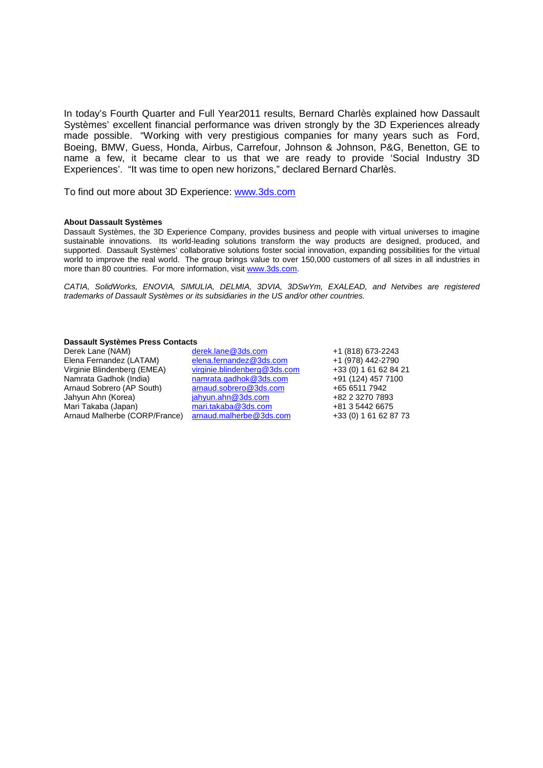In today's Fourth Quarter and Full Year2011 results, Bernard Charlès explained how Dassault Systèmes' excellent financial performance was driven strongly by the 3D Experiences already made possible. "Working with very prestigious companies for many years such as Ford, Boeing, BMW, Guess, Honda, Airbus, Carrefour, Johnson & Johnson, P&G, Benetton, GE to name a few, it became clear to us that we are ready to provide 'Social Industry 3D Experiences'. "It was time to open new horizons," declared Bernard Charlès.

To find out more about 3D Experience: [www.3ds.com](http://www.3ds.com)

**About Dassault Systèmes**

Dassault Systèmes, the 3D Experience Company, provides business and people with virtual universes to imagine sustainable innovations. Its world-leading solutions transform the way products are designed, produced, and supported. Dassault Systèmes' collaborative solutions foster social innovation, expanding possibilities for the virtual world to improve the real world. The group brings value to over 150,000 customers of all sizes in all industries in more than 80 countries. For more information, visit [www.3ds.com](http://www.3ds.com).

*CATIA, SolidWorks, ENOVIA, SIMULIA, DELMIA, 3DVIA, 3DSwYm, EXALEAD, and Netvibes are registered trademarks of Dassault Systèmes or its subsidiaries in the US and/or other countries.*

**Dassault Systèmes Press Contacts**

| | | |
|---|---|---|
| Derek Lane (NAM) | derek.lane@3ds.com | +1 (818) 673-2243 |
| Elena Fernandez (LATAM) | elena.fernandez@3ds.com | +1 (978) 442-2790 |
| Virginie Blindenberg (EMEA) | virginie.blindenberg@3ds.com | +33 (0) 1 61 62 84 21 |
| Namrata Gadhok (India) | namrata.gadhok@3ds.com | +91 (124) 457 7100 |
| Arnaud Sobrero (AP South) | arnaud.sobrero@3ds.com | +65 6511 7942 |
| Jahyun Ahn (Korea) | jahyun.ahn@3ds.com | +82 2 3270 7893 |
| Mari Takaba (Japan) | mari.takaba@3ds.com | +81 3 5442 6675 |
| Arnaud Malherbe (CORP/France) | arnaud.malherbe@3ds.com | +33 (0) 1 61 62 87 73 |